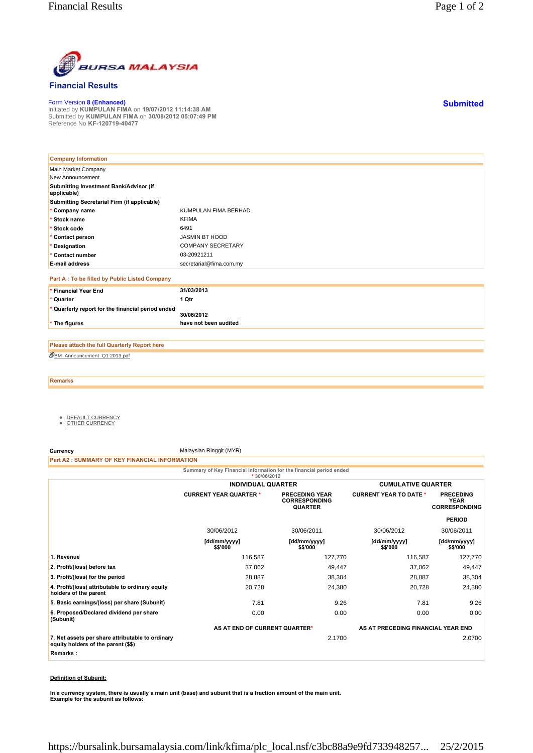# Financial Results

Form Version **8 (Enhanced)**
Initiated by **KUMPULAN FIMA** on **19/07/2012 11:14:38 AM**
Submitted by **KUMPULAN FIMA** on **30/08/2012 05:07:49 PM**
Reference No **KF-120719-40477**

**Submitted**

| **Company Information** | |
|---|---|
| Main Market Company | |
| New Announcement | |
| **Submitting Investment Bank/Advisor (if applicable)** | |
| **Submitting Secretarial Firm (if applicable)** | |
| * **Company name** | KUMPULAN FIMA BERHAD |
| * **Stock name** | KFIMA |
| * **Stock code** | 6491 |
| * **Contact person** | JASMIN BT HOOD |
| * **Designation** | COMPANY SECRETARY |
| * **Contact number** | 03-20921211 |
| **E-mail address** | secretarial@fima.com.my |

**Part A : To be filled by Public Listed Company**

| | |
|---|---|
| * **Financial Year End** | **31/03/2013** |
| * **Quarter** | **1 Qtr** |
| * **Quarterly report for the financial period ended** | **30/06/2012** |
| * **The figures** | **have not been audited** |

**Please attach the full Quarterly Report here**

BM_Announcement_Q1 2013.pdf

**Remarks**

- DEFAULT CURRENCY
- OTHER CURRENCY

**Currency** Malaysian Ringgit (MYR)

**Part A2 : SUMMARY OF KEY FINANCIAL INFORMATION**

Summary of Key Financial Information for the financial period ended * 30/06/2012

| | INDIVIDUAL QUARTER | | CUMULATIVE QUARTER | |
|---|---|---|---|---|
| | CURRENT YEAR QUARTER * | PRECEDING YEAR CORRESPONDING QUARTER | CURRENT YEAR TO DATE * | PRECEDING YEAR CORRESPONDING PERIOD |
| | 30/06/2012 | 30/06/2011 | 30/06/2012 | 30/06/2011 |
| | [dd/mm/yyyy] $$'000 | [dd/mm/yyyy] $$'000 | [dd/mm/yyyy] $$'000 | [dd/mm/yyyy] $$'000 |
| **1. Revenue** | 116,587 | 127,770 | 116,587 | 127,770 |
| **2. Profit/(loss) before tax** | 37,062 | 49,447 | 37,062 | 49,447 |
| **3. Profit/(loss) for the period** | 28,887 | 38,304 | 28,887 | 38,304 |
| **4. Profit/(loss) attributable to ordinary equity holders of the parent** | 20,728 | 24,380 | 20,728 | 24,380 |
| **5. Basic earnings/(loss) per share (Subunit)** | 7.81 | 9.26 | 7.81 | 9.26 |
| **6. Proposed/Declared dividend per share (Subunit)** | 0.00 | 0.00 | 0.00 | 0.00 |
| | AS AT END OF CURRENT QUARTER* | | AS AT PRECEDING FINANCIAL YEAR END | |
| **7. Net assets per share attributable to ordinary equity holders of the parent ($$)** | | 2.1700 | | 2.0700 |
| **Remarks :** | | | | |

**Definition of Subunit:**

**In a currency system, there is usually a main unit (base) and subunit that is a fraction amount of the main unit.**
**Example for the subunit as follows:**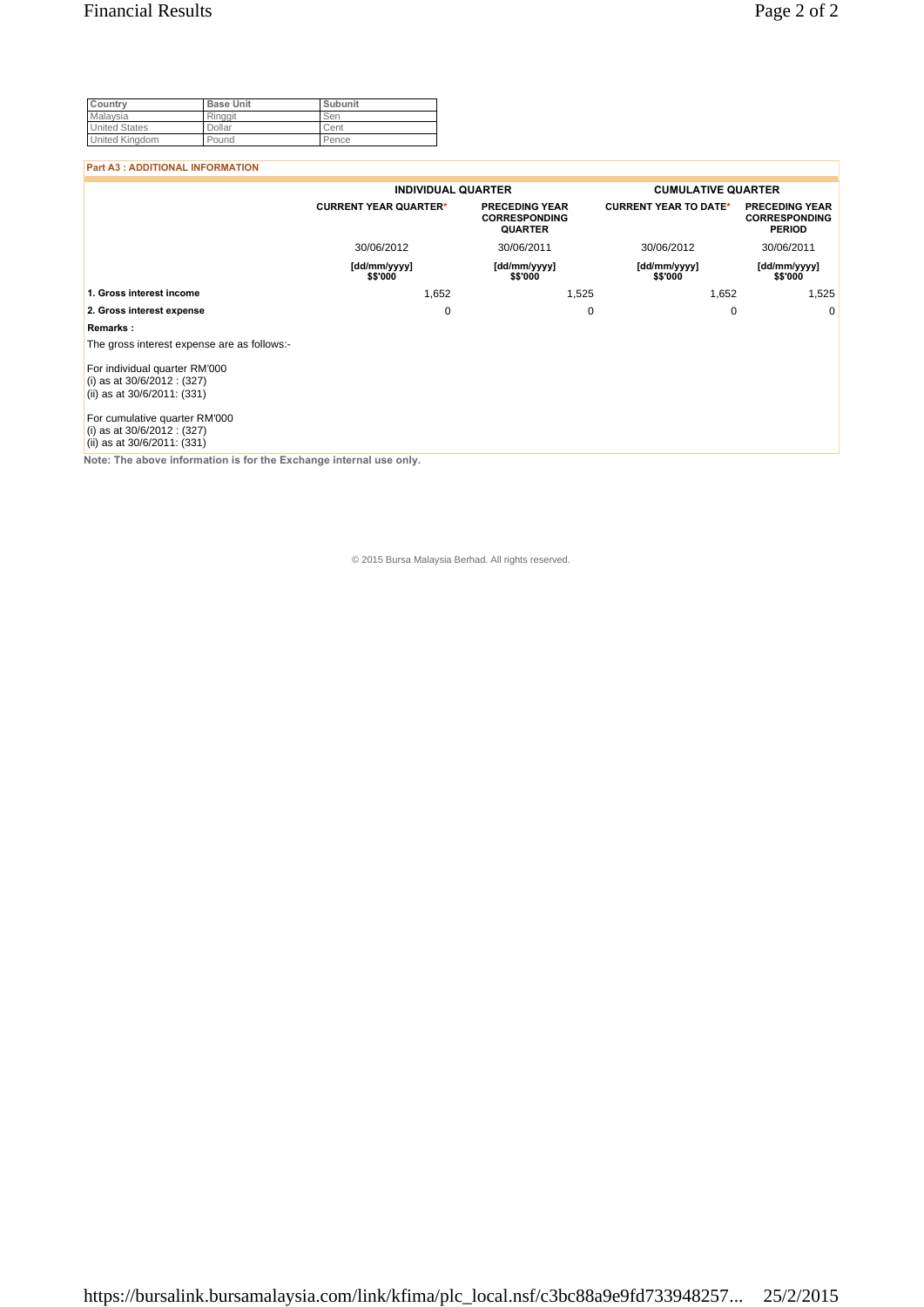| Country | Base Unit | Subunit |
|---|---|---|
| Malaysia | Ringgit | Sen |
| United States | Dollar | Cent |
| United Kingdom | Pound | Pence |

**Part A3 : ADDITIONAL INFORMATION**

| | INDIVIDUAL QUARTER | | CUMULATIVE QUARTER | |
|---|---|---|---|---|
| | CURRENT YEAR QUARTER* | PRECEDING YEAR CORRESPONDING QUARTER | CURRENT YEAR TO DATE* | PRECEDING YEAR CORRESPONDING PERIOD |
| | 30/06/2012 | 30/06/2011 | 30/06/2012 | 30/06/2011 |
| | [dd/mm/yyyy] $$'000 | [dd/mm/yyyy] $$'000 | [dd/mm/yyyy] $$'000 | [dd/mm/yyyy] $$'000 |
| **1. Gross interest income** | 1,652 | 1,525 | 1,652 | 1,525 |
| **2. Gross interest expense** | 0 | 0 | 0 | 0 |

**Remarks :**

The gross interest expense are as follows:-

For individual quarter RM'000
(i) as at 30/6/2012 : (327)
(ii) as at 30/6/2011: (331)

For cumulative quarter RM'000
(i) as at 30/6/2012 : (327)
(ii) as at 30/6/2011: (331)

**Note: The above information is for the Exchange internal use only.**

© 2015 Bursa Malaysia Berhad. All rights reserved.